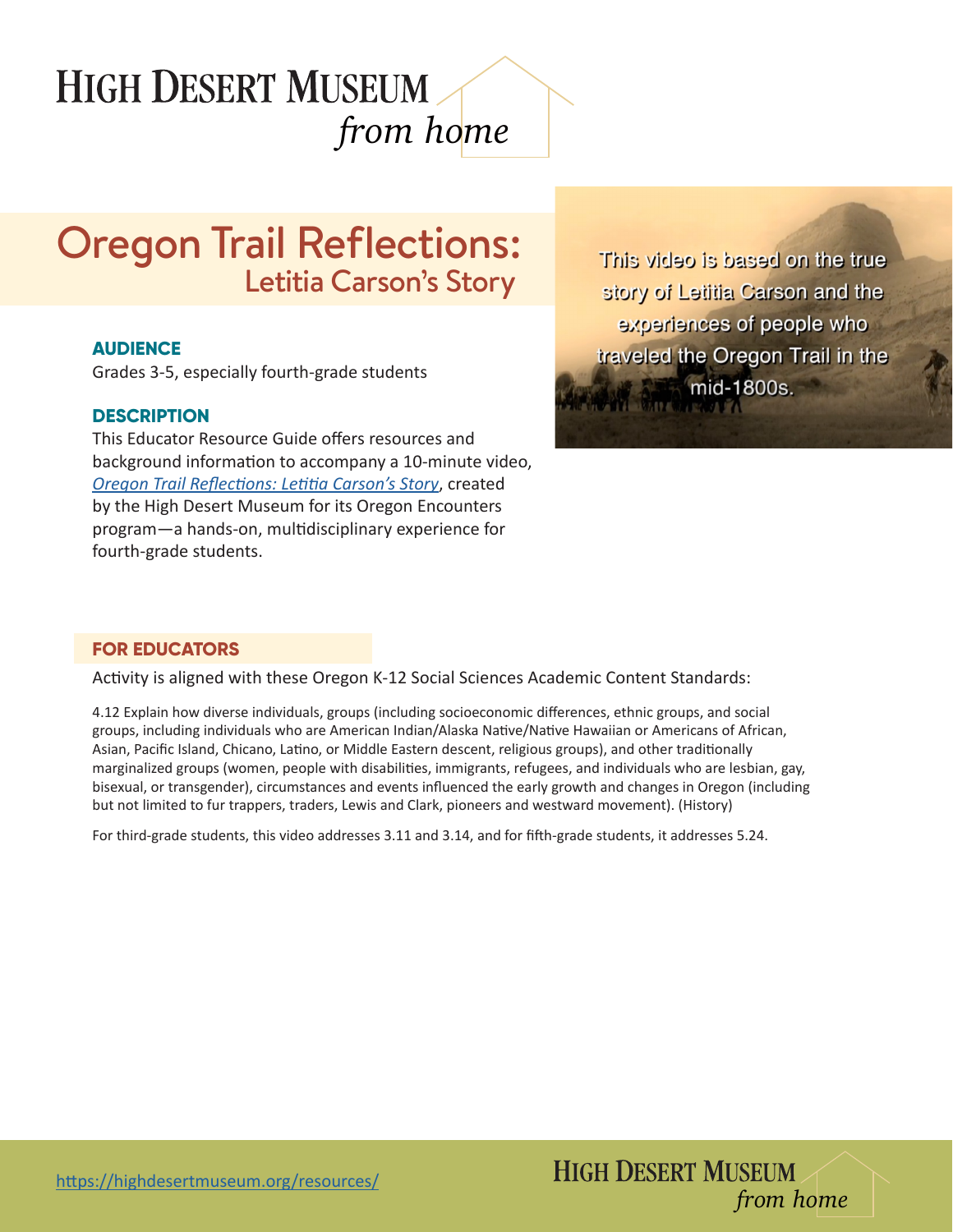# Oregon Trail Reflections:
## Letitia Carson's Story

This video is based on the true story of Letitia Carson and the experiences of people who traveled the Oregon Trail in the mid-1800s.

### AUDIENCE

Grades 3-5, especially fourth-grade students

### DESCRIPTION

This Educator Resource Guide offers resources and background information to accompany a 10-minute video, *Oregon Trail Reflections: Letitia Carson's Story*, created by the High Desert Museum for its Oregon Encounters program—a hands-on, multidisciplinary experience for fourth-grade students.

### FOR EDUCATORS

Activity is aligned with these Oregon K-12 Social Sciences Academic Content Standards:

4.12 Explain how diverse individuals, groups (including socioeconomic differences, ethnic groups, and social groups, including individuals who are American Indian/Alaska Native/Native Hawaiian or Americans of African, Asian, Pacific Island, Chicano, Latino, or Middle Eastern descent, religious groups), and other traditionally marginalized groups (women, people with disabilities, immigrants, refugees, and individuals who are lesbian, gay, bisexual, or transgender), circumstances and events influenced the early growth and changes in Oregon (including but not limited to fur trappers, traders, Lewis and Clark, pioneers and westward movement). (History)

For third-grade students, this video addresses 3.11 and 3.14, and for fifth-grade students, it addresses 5.24.

https://highdesertmuseum.org/resources/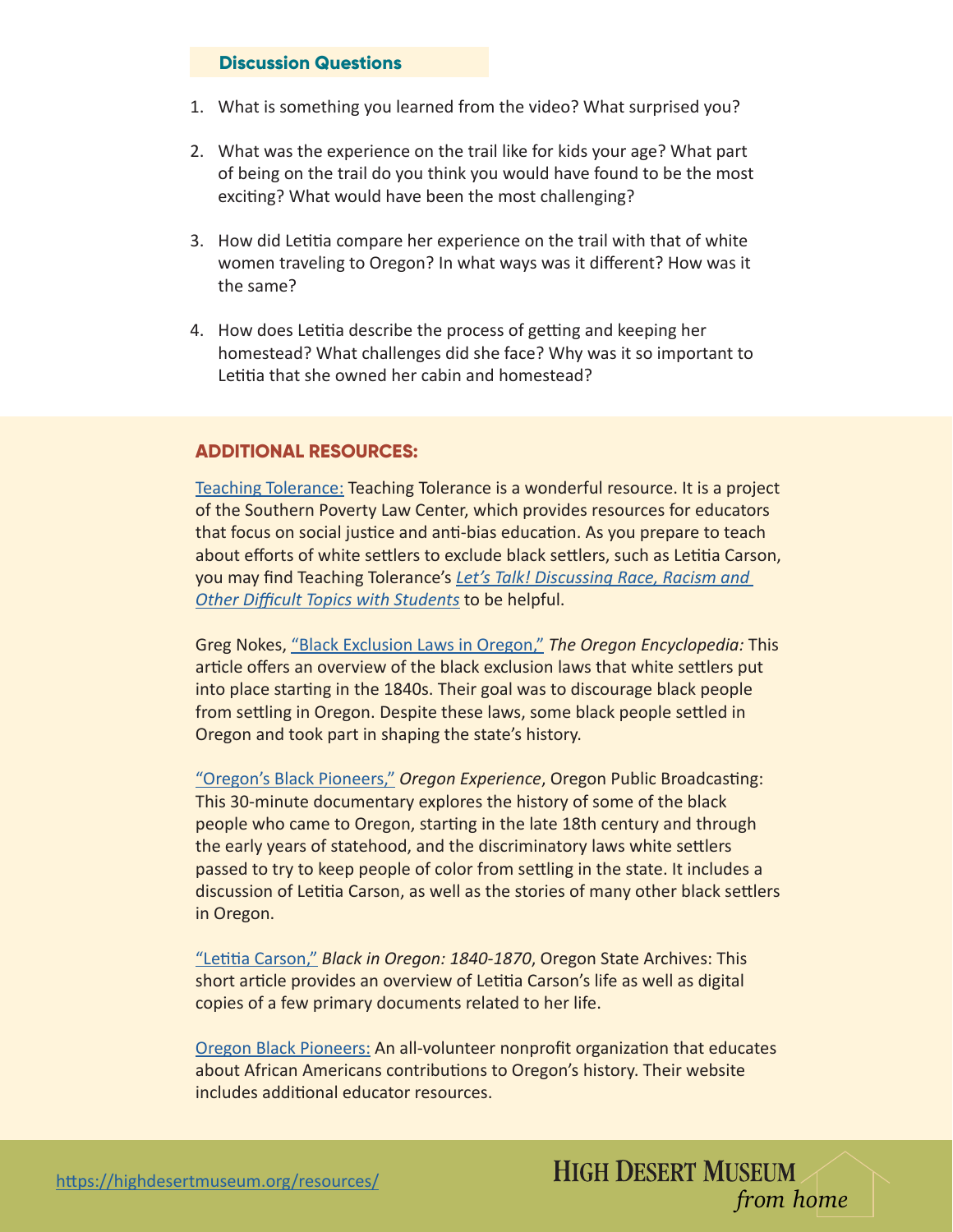## Discussion Questions

1. What is something you learned from the video? What surprised you?

2. What was the experience on the trail like for kids your age? What part of being on the trail do you think you would have found to be the most exciting? What would have been the most challenging?

3. How did Letitia compare her experience on the trail with that of white women traveling to Oregon? In what ways was it different? How was it the same?

4. How does Letitia describe the process of getting and keeping her homestead? What challenges did she face? Why was it so important to Letitia that she owned her cabin and homestead?

## ADDITIONAL RESOURCES:

Teaching Tolerance: Teaching Tolerance is a wonderful resource. It is a project of the Southern Poverty Law Center, which provides resources for educators that focus on social justice and anti-bias education. As you prepare to teach about efforts of white settlers to exclude black settlers, such as Letitia Carson, you may find Teaching Tolerance's *Let's Talk! Discussing Race, Racism and Other Difficult Topics with Students* to be helpful.

Greg Nokes, "Black Exclusion Laws in Oregon," *The Oregon Encyclopedia:* This article offers an overview of the black exclusion laws that white settlers put into place starting in the 1840s. Their goal was to discourage black people from settling in Oregon. Despite these laws, some black people settled in Oregon and took part in shaping the state's history.

"Oregon's Black Pioneers," *Oregon Experience*, Oregon Public Broadcasting: This 30-minute documentary explores the history of some of the black people who came to Oregon, starting in the late 18th century and through the early years of statehood, and the discriminatory laws white settlers passed to try to keep people of color from settling in the state. It includes a discussion of Letitia Carson, as well as the stories of many other black settlers in Oregon.

"Letitia Carson," *Black in Oregon: 1840-1870*, Oregon State Archives: This short article provides an overview of Letitia Carson's life as well as digital copies of a few primary documents related to her life.

Oregon Black Pioneers: An all-volunteer nonprofit organization that educates about African Americans contributions to Oregon's history. Their website includes additional educator resources.

https://highdesertmuseum.org/resources/

HIGH DESERT MUSEUM *from home*